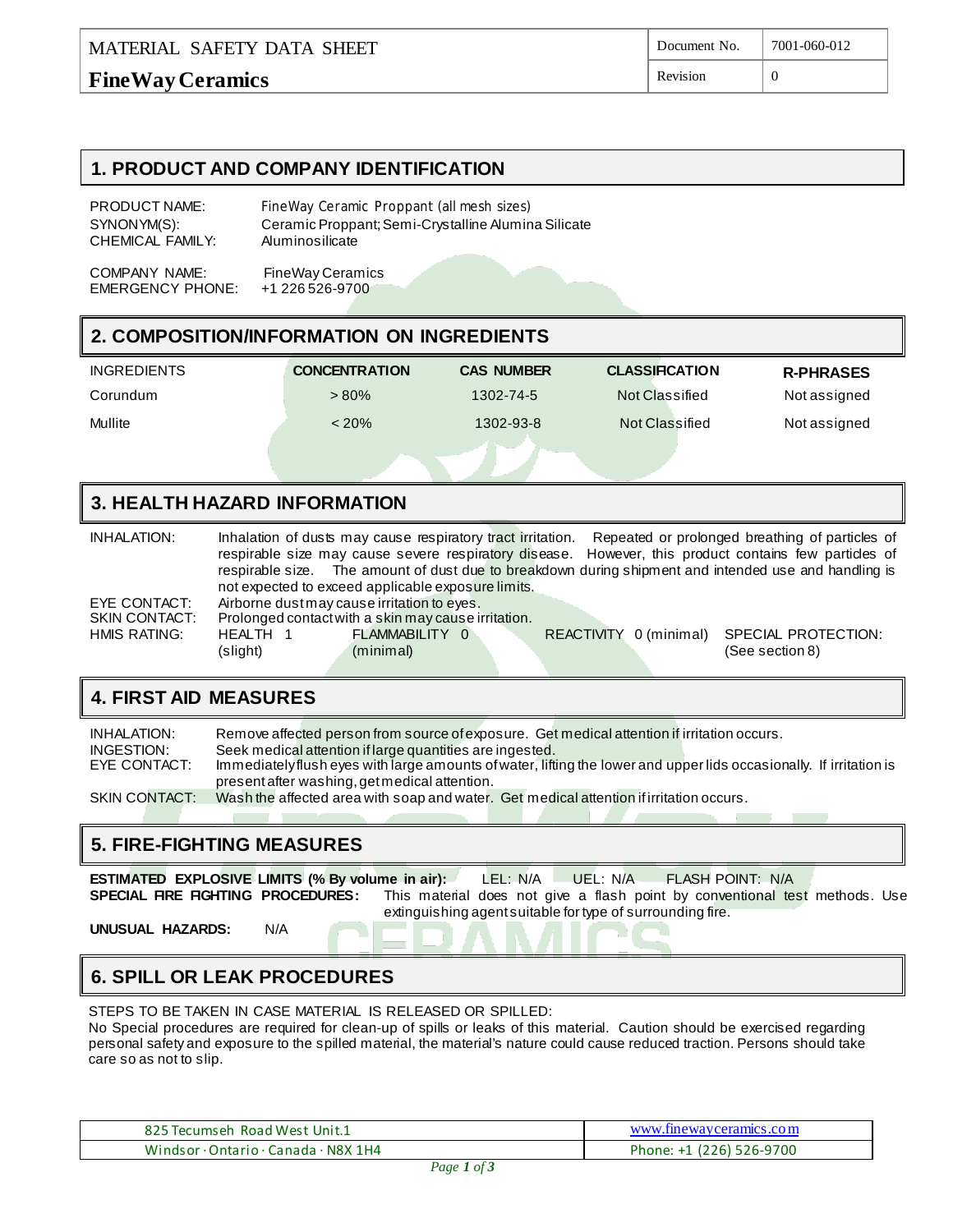MATERIAL SAFETY DATA SHEET

**FineWay Ceramics**

| Document No. | 7001-060-012 |
|---|---|
| Revision | 0 |

## 1. PRODUCT AND COMPANY IDENTIFICATION

PRODUCT NAME: FineWay Ceramic Proppant (all mesh sizes)
SYNONYM(S): Ceramic Proppant; Semi-Crystalline Alumina Silicate
CHEMICAL FAMILY: Aluminosilicate

COMPANY NAME: FineWay Ceramics
EMERGENCY PHONE: +1 226 526-9700

## 2. COMPOSITION/INFORMATION ON INGREDIENTS

| INGREDIENTS | CONCENTRATION | CAS NUMBER | CLASSIFICATION | R-PHRASES |
|---|---|---|---|---|
| Corundum | > 80% | 1302-74-5 | Not Classified | Not assigned |
| Mullite | < 20% | 1302-93-8 | Not Classified | Not assigned |

## 3. HEALTH HAZARD INFORMATION

INHALATION: Inhalation of dusts may cause respiratory tract irritation. Repeated or prolonged breathing of particles of respirable size may cause severe respiratory disease. However, this product contains few particles of respirable size. The amount of dust due to breakdown during shipment and intended use and handling is not expected to exceed applicable exposure limits.

EYE CONTACT: Airborne dust may cause irritation to eyes.

SKIN CONTACT: Prolonged contact with a skin may cause irritation.

HMIS RATING: HEALTH 1 (slight) FLAMMABILITY 0 (minimal) REACTIVITY 0 (minimal) SPECIAL PROTECTION: (See section 8)

## 4. FIRST AID MEASURES

INHALATION: Remove affected person from source of exposure. Get medical attention if irritation occurs.

INGESTION: Seek medical attention if large quantities are ingested.

EYE CONTACT: Immediately flush eyes with large amounts of water, lifting the lower and upper lids occasionally. If irritation is present after washing, get medical attention.

SKIN CONTACT: Wash the affected area with soap and water. Get medical attention if irritation occurs.

## 5. FIRE-FIGHTING MEASURES

**ESTIMATED EXPLOSIVE LIMITS (% By volume in air):** LEL: N/A UEL: N/A FLASH POINT: N/A

**SPECIAL FIRE FIGHTING PROCEDURES:** This material does not give a flash point by conventional test methods. Use extinguishing agent suitable for type of surrounding fire.

**UNUSUAL HAZARDS:** N/A

## 6. SPILL OR LEAK PROCEDURES

STEPS TO BE TAKEN IN CASE MATERIAL IS RELEASED OR SPILLED:
No Special procedures are required for clean-up of spills or leaks of this material. Caution should be exercised regarding personal safety and exposure to the spilled material, the material's nature could cause reduced traction. Persons should take care so as not to slip.

| 825 Tecumseh Road West Unit.1 | www.finewayceramics.com |
|---|---|
| Windsor · Ontario · Canada · N8X 1H4 | Phone: +1 (226) 526-9700 |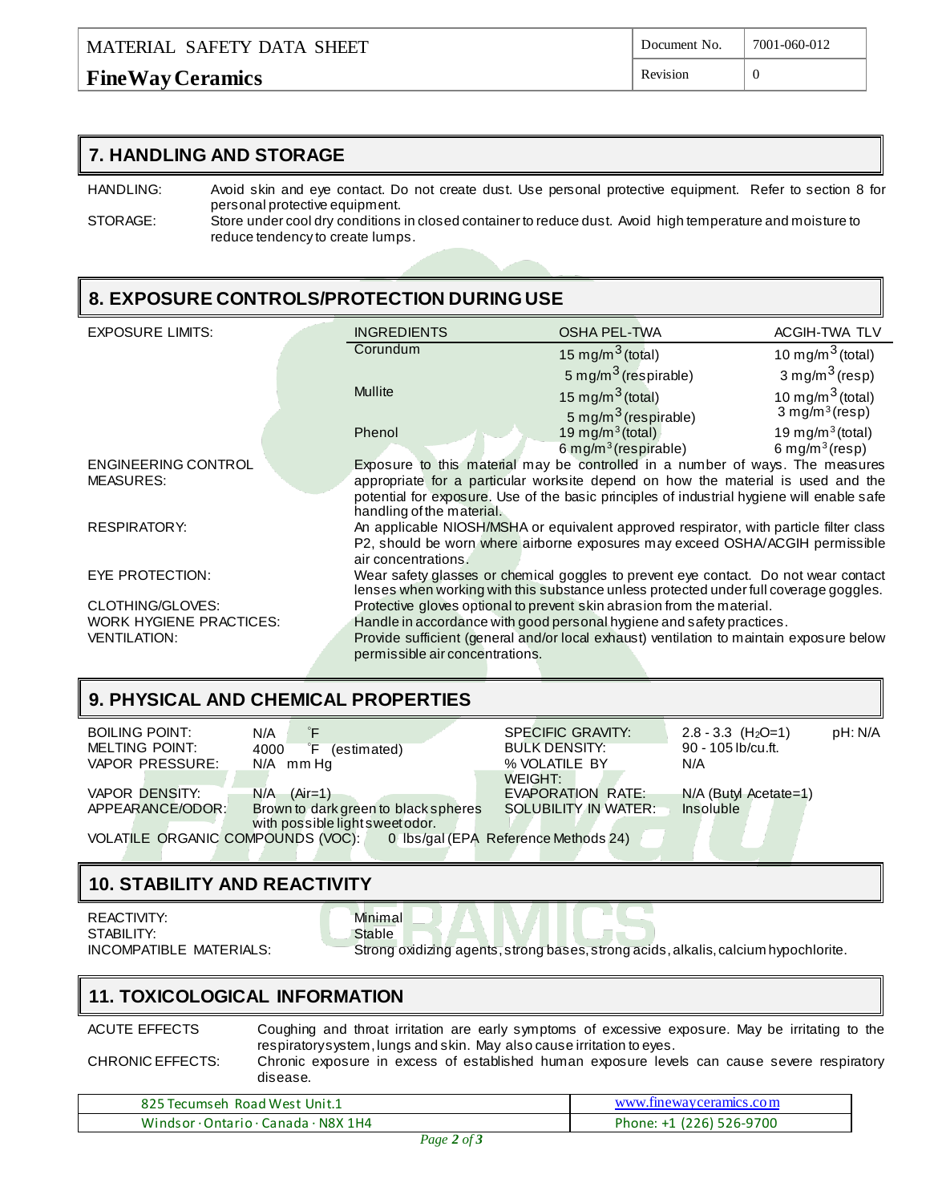## 7. HANDLING AND STORAGE

HANDLING: Avoid skin and eye contact. Do not create dust. Use personal protective equipment. Refer to section 8 for personal protective equipment.

STORAGE: Store under cool dry conditions in closed container to reduce dust. Avoid high temperature and moisture to reduce tendency to create lumps.

## 8. EXPOSURE CONTROLS/PROTECTION DURING USE

| EXPOSURE LIMITS: | INGREDIENTS | OSHA PEL-TWA | ACGIH-TWA TLV |
|---|---|---|---|
| | Corundum | 15 $mg/m^3$ (total)<br>5 $mg/m^3$ (respirable) | 10 $mg/m^3$ (total)<br>3 $mg/m^3$ (resp) |
| | Mullite | 15 $mg/m^3$ (total)<br>5 $mg/m^3$ (respirable) | 10 $mg/m^3$ (total)<br>3 $mg/m^3$ (resp) |
| | Phenol | 19 $mg/m^3$ (total)<br>6 $mg/m^3$ (respirable) | 19 $mg/m^3$ (total)<br>6 $mg/m^3$ (resp) |

ENGINEERING CONTROL MEASURES: Exposure to this material may be controlled in a number of ways. The measures appropriate for a particular worksite depend on how the material is used and the potential for exposure. Use of the basic principles of industrial hygiene will enable safe handling of the material.

RESPIRATORY: An applicable NIOSH/MSHA or equivalent approved respirator, with particle filter class P2, should be worn where airborne exposures may exceed OSHA/ACGIH permissible air concentrations.

EYE PROTECTION: Wear safety glasses or chemical goggles to prevent eye contact. Do not wear contact lenses when working with this substance unless protected under full coverage goggles.

CLOTHING/GLOVES: Protective gloves optional to prevent skin abrasion from the material.

WORK HYGIENE PRACTICES: Handle in accordance with good personal hygiene and safety practices.

VENTILATION: Provide sufficient (general and/or local exhaust) ventilation to maintain exposure below permissible air concentrations.

## 9. PHYSICAL AND CHEMICAL PROPERTIES

| | | | | |
|---|---|---|---|---|
| BOILING POINT: | N/A °F | SPECIFIC GRAVITY: | 2.8 - 3.3 ($H_2O$=1) | pH: N/A |
| MELTING POINT: | 4000 °F (estimated) | BULK DENSITY: | 90 - 105 lb/cu.ft. | |
| VAPOR PRESSURE: | N/A mm Hg | % VOLATILE BY WEIGHT: | N/A | |
| VAPOR DENSITY: | N/A (Air=1) | EVAPORATION RATE: | N/A (Butyl Acetate=1) | |
| APPEARANCE/ODOR: | Brown to dark green to black spheres with possible light sweet odor. | SOLUBILITY IN WATER: | Insoluble | |

VOLATILE ORGANIC COMPOUNDS (VOC): 0 lbs/gal (EPA Reference Methods 24)

## 10. STABILITY AND REACTIVITY

REACTIVITY: Minimal

STABILITY: Stable

INCOMPATIBLE MATERIALS: Strong oxidizing agents, strong bases, strong acids, alkalis, calcium hypochlorite.

## 11. TOXICOLOGICAL INFORMATION

ACUTE EFFECTS: Coughing and throat irritation are early symptoms of excessive exposure. May be irritating to the respiratory system, lungs and skin. May also cause irritation to eyes.

CHRONIC EFFECTS: Chronic exposure in excess of established human exposure levels can cause severe respiratory disease.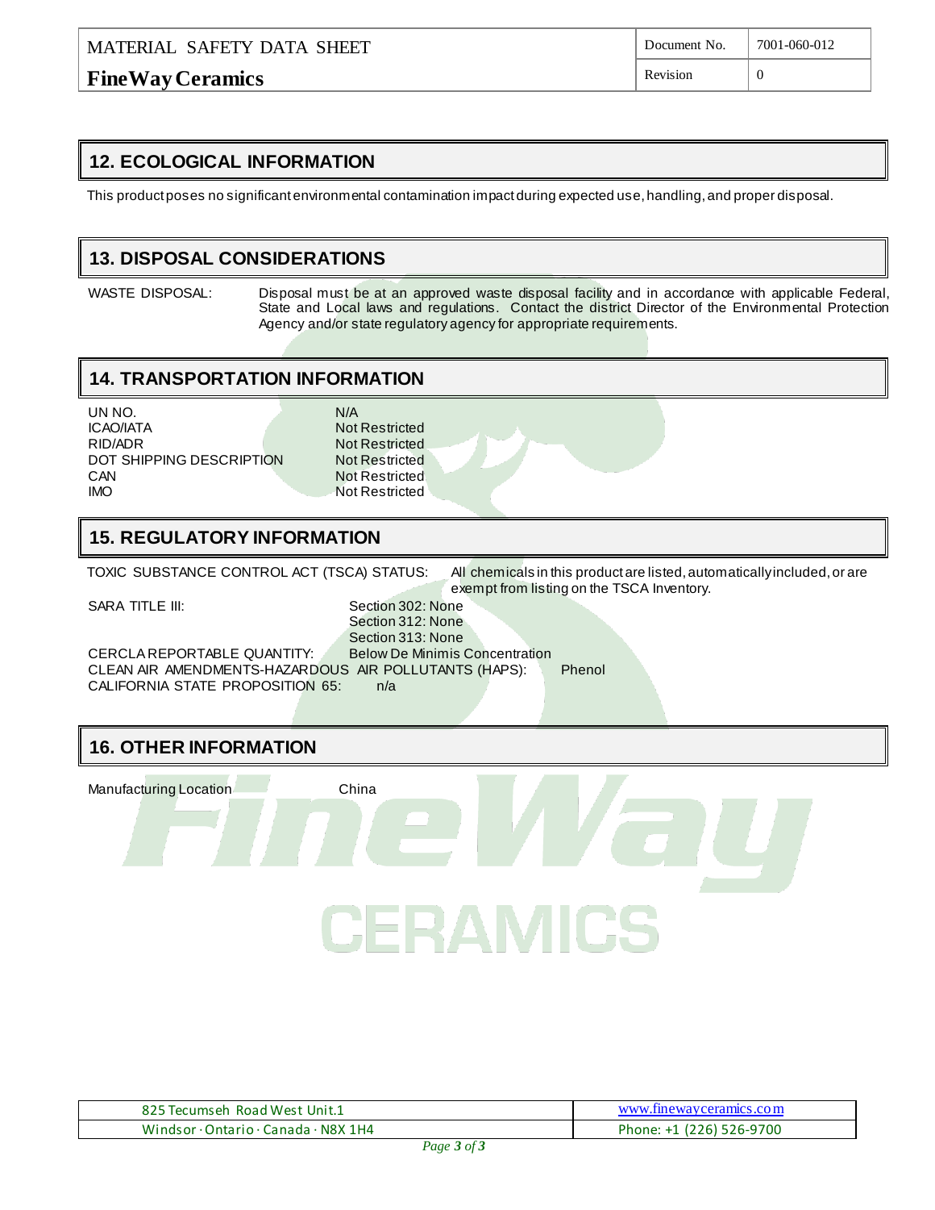## 12. ECOLOGICAL INFORMATION

This product poses no significant environmental contamination impact during expected use, handling, and proper disposal.

## 13. DISPOSAL CONSIDERATIONS

| | |
|---|---|
| WASTE DISPOSAL: | Disposal must be at an approved waste disposal facility and in accordance with applicable Federal, State and Local laws and regulations. Contact the district Director of the Environmental Protection Agency and/or state regulatory agency for appropriate requirements. |

## 14. TRANSPORTATION INFORMATION

| | |
|---|---|
| UN NO. | N/A |
| ICAO/IATA | Not Restricted |
| RID/ADR | Not Restricted |
| DOT SHIPPING DESCRIPTION | Not Restricted |
| CAN | Not Restricted |
| IMO | Not Restricted |

## 15. REGULATORY INFORMATION

TOXIC SUBSTANCE CONTROL ACT (TSCA) STATUS: All chemicals in this product are listed, automatically included, or are exempt from listing on the TSCA Inventory.

SARA TITLE III: Section 302: None
Section 312: None
Section 313: None

CERCLA REPORTABLE QUANTITY: Below De Minimis Concentration

CLEAN AIR AMENDMENTS-HAZARDOUS AIR POLLUTANTS (HAPS): Phenol

CALIFORNIA STATE PROPOSITION 65: n/a

## 16. OTHER INFORMATION

| | |
|---|---|
| Manufacturing Location | China |